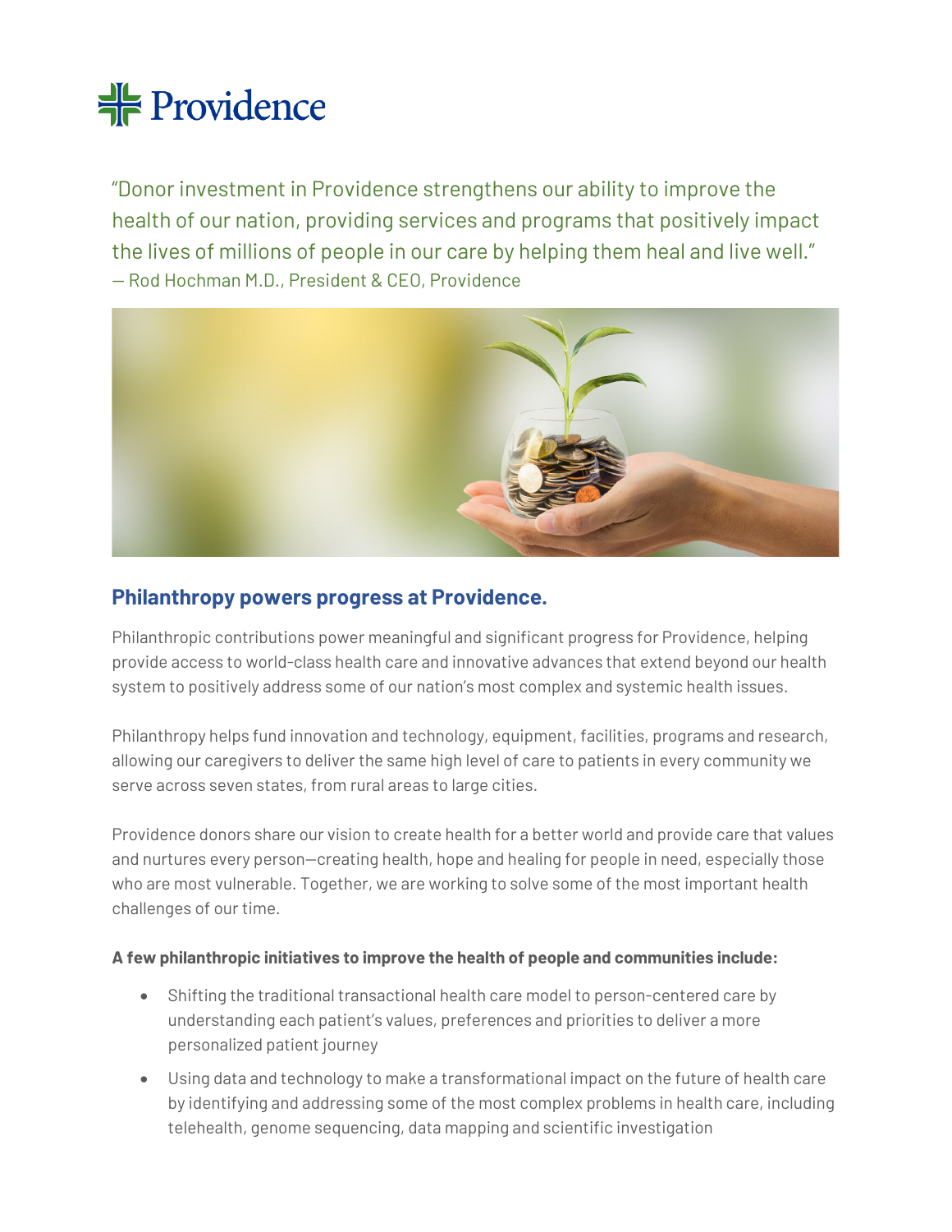Providence

"Donor investment in Providence strengthens our ability to improve the health of our nation, providing services and programs that positively impact the lives of millions of people in our care by helping them heal and live well."
— Rod Hochman M.D., President & CEO, Providence

## Philanthropy powers progress at Providence.

Philanthropic contributions power meaningful and significant progress for Providence, helping provide access to world-class health care and innovative advances that extend beyond our health system to positively address some of our nation's most complex and systemic health issues.

Philanthropy helps fund innovation and technology, equipment, facilities, programs and research, allowing our caregivers to deliver the same high level of care to patients in every community we serve across seven states, from rural areas to large cities.

Providence donors share our vision to create health for a better world and provide care that values and nurtures every person—creating health, hope and healing for people in need, especially those who are most vulnerable. Together, we are working to solve some of the most important health challenges of our time.

**A few philanthropic initiatives to improve the health of people and communities include:**

- Shifting the traditional transactional health care model to person-centered care by understanding each patient's values, preferences and priorities to deliver a more personalized patient journey
- Using data and technology to make a transformational impact on the future of health care by identifying and addressing some of the most complex problems in health care, including telehealth, genome sequencing, data mapping and scientific investigation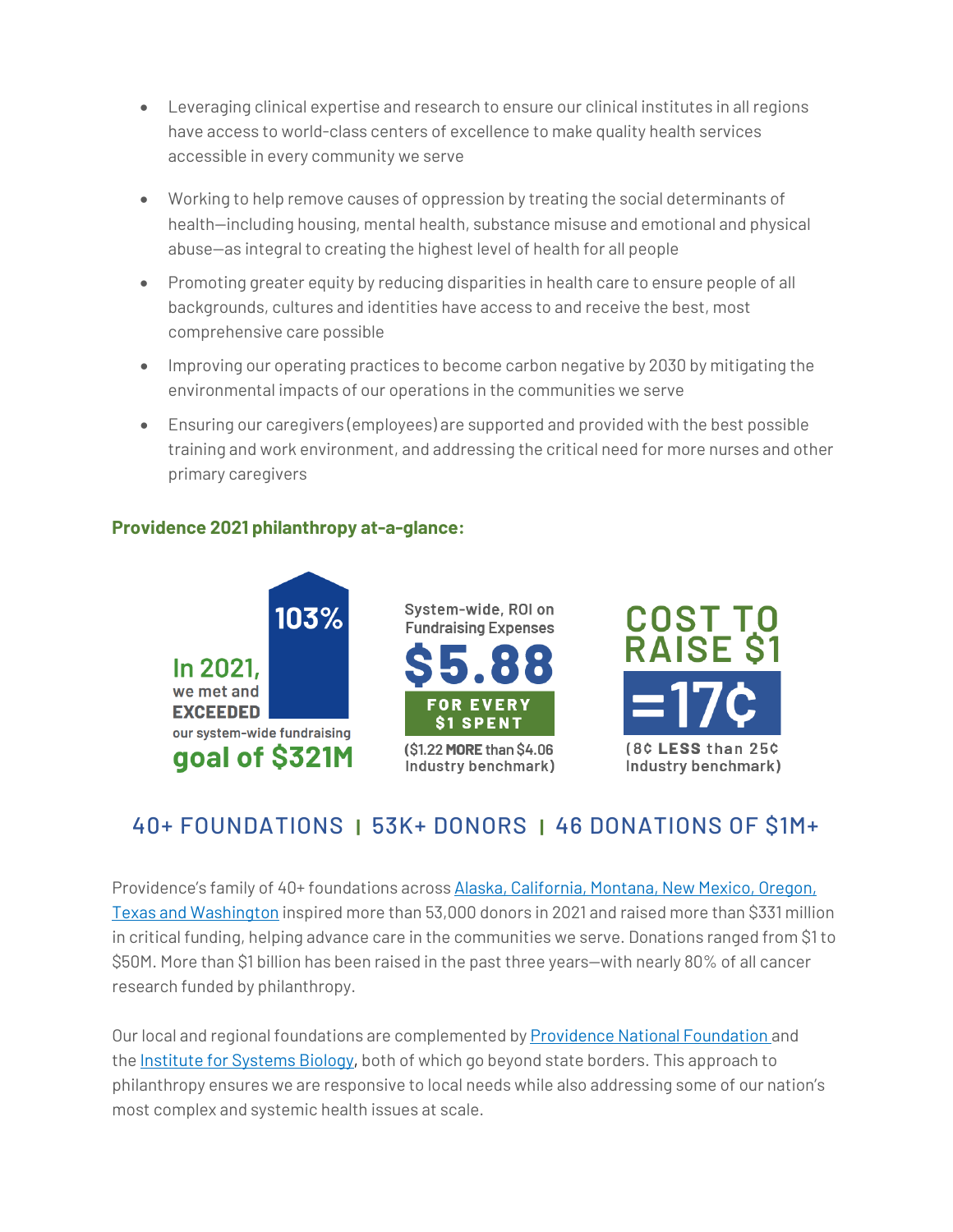- Leveraging clinical expertise and research to ensure our clinical institutes in all regions have access to world-class centers of excellence to make quality health services accessible in every community we serve
- Working to help remove causes of oppression by treating the social determinants of health—including housing, mental health, substance misuse and emotional and physical abuse—as integral to creating the highest level of health for all people
- Promoting greater equity by reducing disparities in health care to ensure people of all backgrounds, cultures and identities have access to and receive the best, most comprehensive care possible
- Improving our operating practices to become carbon negative by 2030 by mitigating the environmental impacts of our operations in the communities we serve
- Ensuring our caregivers (employees) are supported and provided with the best possible training and work environment, and addressing the critical need for more nurses and other primary caregivers

**Providence 2021 philanthropy at-a-glance:**

**103%**

**In 2021,** we met and **EXCEEDED** our system-wide fundraising **goal of $321M**

System-wide, ROI on Fundraising Expenses

**$5.88**

**FOR EVERY $1 SPENT**

($1.22 **MORE** than $4.06 Industry benchmark)

**COST TO RAISE $1**

**=17¢**

(8¢ **LESS** than 25¢ Industry benchmark)

**40+ FOUNDATIONS | 53K+ DONORS | 46 DONATIONS OF $1M+**

Providence's family of 40+ foundations across Alaska, California, Montana, New Mexico, Oregon, Texas and Washington inspired more than 53,000 donors in 2021 and raised more than $331 million in critical funding, helping advance care in the communities we serve. Donations ranged from $1 to $50M. More than $1 billion has been raised in the past three years—with nearly 80% of all cancer research funded by philanthropy.

Our local and regional foundations are complemented by Providence National Foundation and the Institute for Systems Biology, both of which go beyond state borders. This approach to philanthropy ensures we are responsive to local needs while also addressing some of our nation's most complex and systemic health issues at scale.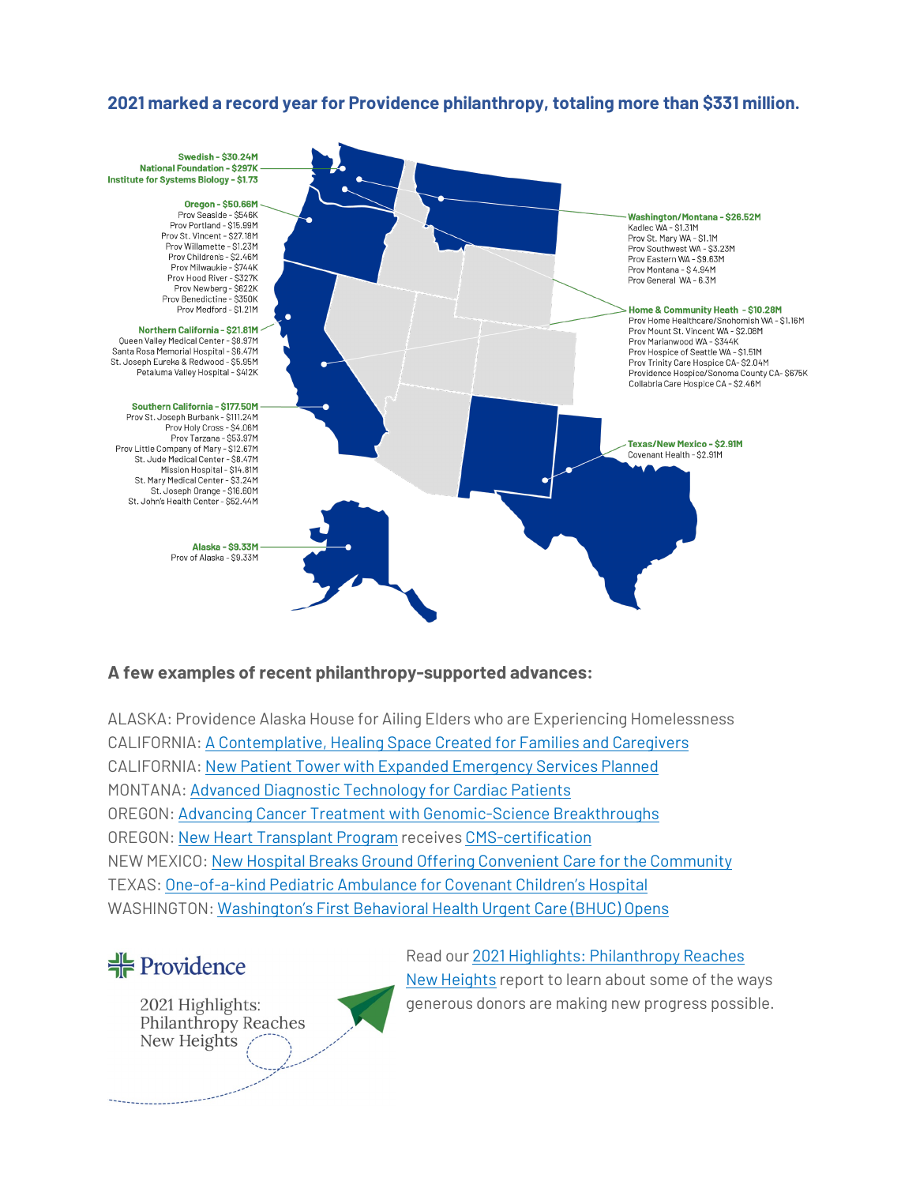## 2021 marked a record year for Providence philanthropy, totaling more than $331 million.

**Swedish - $30.24M**
**National Foundation - $297K**
**Institute for Systems Biology - $1.73**

**Oregon - $50.66M**
Prov Seaside - $546K
Prov Portland - $15.99M
Prov St. Vincent - $27.18M
Prov Willamette - $1.23M
Prov Children's - $2.46M
Prov Milwaukie - $744K
Prov Hood River - $327K
Prov Newberg - $622K
Prov Benedictine - $350K
Prov Medford - $1.21M

**Northern California - $21.81M**
Queen Valley Medical Center - $8.97M
Santa Rosa Memorial Hospital - $6.47M
St. Joseph Eureka & Redwood - $5.95M
Petaluma Valley Hospital - $412K

**Southern California - $177.50M**
Prov St. Joseph Burbank - $111.24M
Prov Holy Cross - $4.06M
Prov Tarzana - $53.97M
Prov Little Company of Mary - $12.67M
St. Jude Medical Center - $8.47M
Mission Hospital - $14.81M
St. Mary Medical Center - $3.24M
St. Joseph Orange - $16.60M
St. John's Health Center - $52.44M

**Alaska - $9.33M**
Prov of Alaska - $9.33M

**Washington/Montana - $26.52M**
Kadlec WA - $1.31M
Prov St. Mary WA - $1.1M
Prov Southwest WA - $3.23M
Prov Eastern WA - $9.63M
Prov Montana - $ 4.94M
Prov General WA - 6.3M

**Home & Community Heath - $10.28M**
Prov Home Healthcare/Snohomish WA - $1.16M
Prov Mount St. Vincent WA - $2.08M
Prov Marianwood WA - $344K
Prov Hospice of Seattle WA - $1.51M
Prov Trinity Care Hospice CA - $2.04M
Providence Hospice/Sonoma County CA - $675K
Collabria Care Hospice CA - $2.46M

**Texas/New Mexico - $2.91M**
Covenant Health - $2.91M

### A few examples of recent philanthropy-supported advances:

ALASKA: Providence Alaska House for Ailing Elders who are Experiencing Homelessness
CALIFORNIA: A Contemplative, Healing Space Created for Families and Caregivers
CALIFORNIA: New Patient Tower with Expanded Emergency Services Planned
MONTANA: Advanced Diagnostic Technology for Cardiac Patients
OREGON: Advancing Cancer Treatment with Genomic-Science Breakthroughs
OREGON: New Heart Transplant Program receives CMS-certification
NEW MEXICO: New Hospital Breaks Ground Offering Convenient Care for the Community
TEXAS: One-of-a-kind Pediatric Ambulance for Covenant Children's Hospital
WASHINGTON: Washington's First Behavioral Health Urgent Care (BHUC) Opens

Providence

2021 Highlights: Philanthropy Reaches New Heights

Read our 2021 Highlights: Philanthropy Reaches New Heights report to learn about some of the ways generous donors are making new progress possible.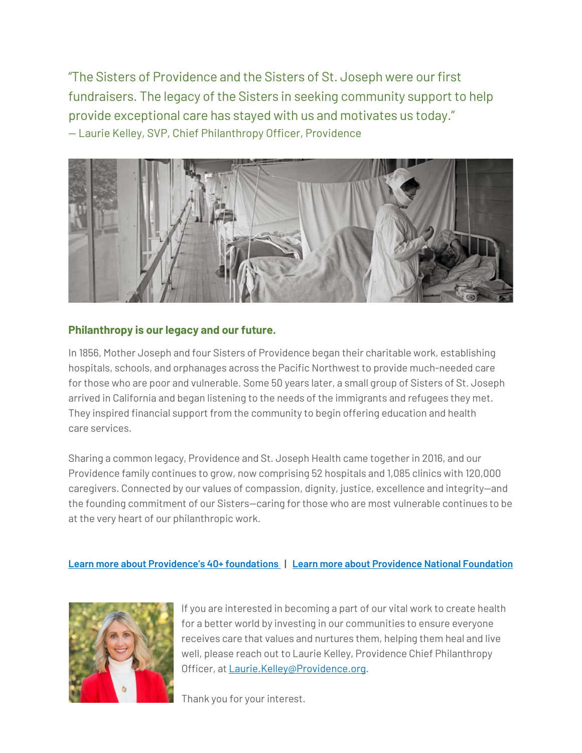"The Sisters of Providence and the Sisters of St. Joseph were our first fundraisers. The legacy of the Sisters in seeking community support to help provide exceptional care has stayed with us and motivates us today."
— Laurie Kelley, SVP, Chief Philanthropy Officer, Providence

**Philanthropy is our legacy and our future.**

In 1856, Mother Joseph and four Sisters of Providence began their charitable work, establishing hospitals, schools, and orphanages across the Pacific Northwest to provide much-needed care for those who are poor and vulnerable. Some 50 years later, a small group of Sisters of St. Joseph arrived in California and began listening to the needs of the immigrants and refugees they met. They inspired financial support from the community to begin offering education and health care services.

Sharing a common legacy, Providence and St. Joseph Health came together in 2016, and our Providence family continues to grow, now comprising 52 hospitals and 1,085 clinics with 120,000 caregivers. Connected by our values of compassion, dignity, justice, excellence and integrity—and the founding commitment of our Sisters—caring for those who are most vulnerable continues to be at the very heart of our philanthropic work.

[Learn more about Providence's 40+ foundations] | [Learn more about Providence National Foundation]

If you are interested in becoming a part of our vital work to create health for a better world by investing in our communities to ensure everyone receives care that values and nurtures them, helping them heal and live well, please reach out to Laurie Kelley, Providence Chief Philanthropy Officer, at Laurie.Kelley@Providence.org.

Thank you for your interest.